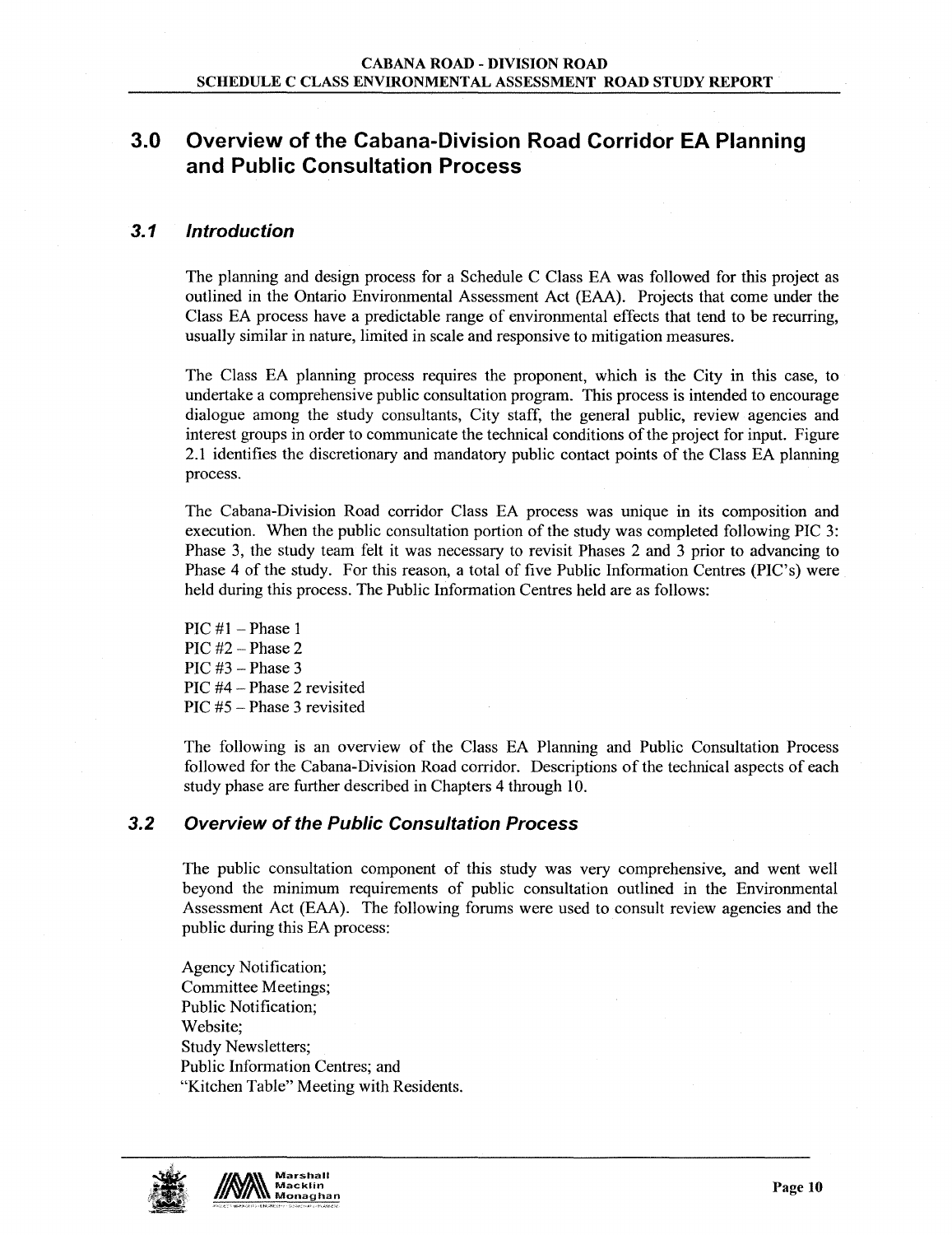## 3.0 Overview of the Cabana-Division Road Corridor EA Planning and Public Consultation Process

### *3.1 Introduction*

The planning and design process for a Schedule C Class EA was followed for this project as outlined in the Ontario Environmental Assessment Act (EAA). Projects that come under the Class EA process have a predictable range of environmental effects that tend to be recurring, usually similar in nature, limited in scale and responsive to mitigation measures.

The Class EA planning process requires the proponent, which is the City in this case, to undertake a comprehensive public consultation program. This process is intended to encourage dialogue among the study consultants, City staff, the general public, review agencies and interest groups in order to communicate the technical conditions of the project for input. Figure 2.1 identifies the discretionary and mandatory public contact points of the Class EA planning process.

The Cabana-Division Road corridor Class EA process was unique in its composition and execution. When the public consultation portion of the study was completed following PIC 3: Phase 3, the study team felt it was necessary to revisit Phases 2 and 3 prior to advancing to Phase 4 of the study. For this reason, a total of five Public Information Centres (PIC's) were held during this process. The Public Information Centres held are as follows:

PIC #1 – Phase 1  
PIC #2 – Phase 2  
PIC #3 – Phase 3  
PIC #4 – Phase 2 revisited  
PIC #5 – Phase 3 revisited

The following is an overview of the Class EA Planning and Public Consultation Process followed for the Cabana-Division Road corridor. Descriptions of the technical aspects of each study phase are further described in Chapters 4 through 10.

### *3.2 Overview of the Public Consultation Process*

The public consultation component of this study was very comprehensive, and went well beyond the minimum requirements of public consultation outlined in the Environmental Assessment Act (EAA). The following forums were used to consult review agencies and the public during this EA process:

Agency Notification;  
Committee Meetings;  
Public Notification;  
Website;  
Study Newsletters;  
Public Information Centres; and  
"Kitchen Table" Meeting with Residents.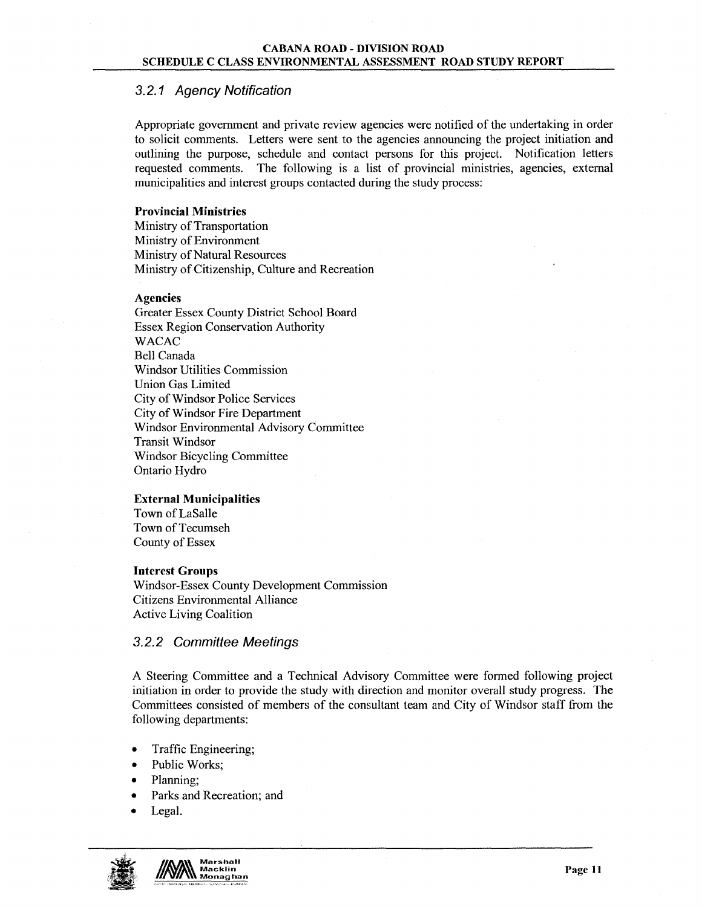### 3.2.1 Agency Notification

Appropriate government and private review agencies were notified of the undertaking in order to solicit comments. Letters were sent to the agencies announcing the project initiation and outlining the purpose, schedule and contact persons for this project. Notification letters requested comments. The following is a list of provincial ministries, agencies, external municipalities and interest groups contacted during the study process:

**Provincial Ministries**
Ministry of Transportation
Ministry of Environment
Ministry of Natural Resources
Ministry of Citizenship, Culture and Recreation

**Agencies**
Greater Essex County District School Board
Essex Region Conservation Authority
WACAC
Bell Canada
Windsor Utilities Commission
Union Gas Limited
City of Windsor Police Services
City of Windsor Fire Department
Windsor Environmental Advisory Committee
Transit Windsor
Windsor Bicycling Committee
Ontario Hydro

**External Municipalities**
Town of LaSalle
Town of Tecumseh
County of Essex

**Interest Groups**
Windsor-Essex County Development Commission
Citizens Environmental Alliance
Active Living Coalition

### 3.2.2 Committee Meetings

A Steering Committee and a Technical Advisory Committee were formed following project initiation in order to provide the study with direction and monitor overall study progress. The Committees consisted of members of the consultant team and City of Windsor staff from the following departments:

- Traffic Engineering;
- Public Works;
- Planning;
- Parks and Recreation; and
- Legal.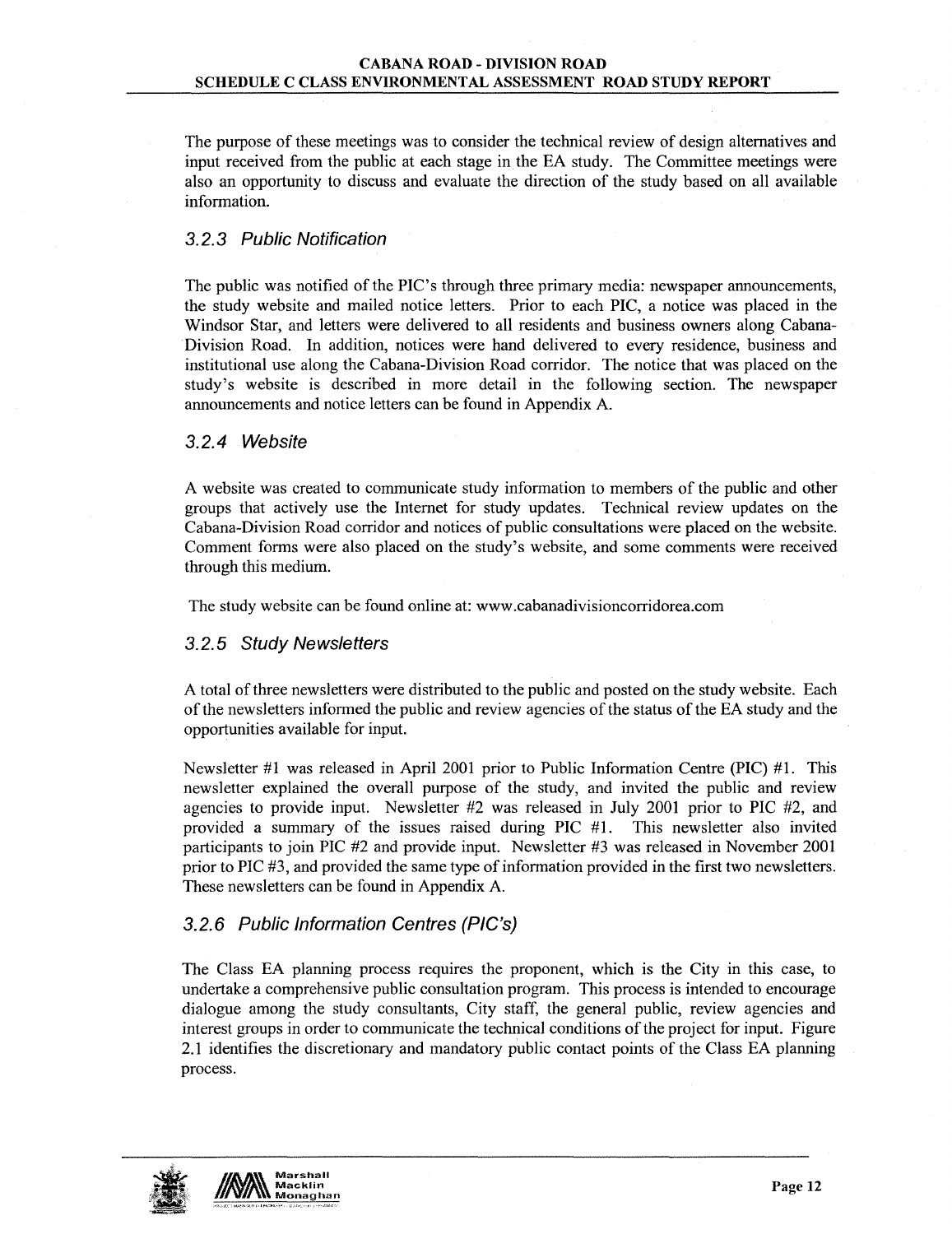The purpose of these meetings was to consider the technical review of design alternatives and input received from the public at each stage in the EA study. The Committee meetings were also an opportunity to discuss and evaluate the direction of the study based on all available information.

### *3.2.3 Public Notification*

The public was notified of the PIC's through three primary media: newspaper announcements, the study website and mailed notice letters. Prior to each PIC, a notice was placed in the Windsor Star, and letters were delivered to all residents and business owners along Cabana-Division Road. In addition, notices were hand delivered to every residence, business and institutional use along the Cabana-Division Road corridor. The notice that was placed on the study's website is described in more detail in the following section. The newspaper announcements and notice letters can be found in Appendix A.

### *3.2.4 Website*

A website was created to communicate study information to members of the public and other groups that actively use the Internet for study updates. Technical review updates on the Cabana-Division Road corridor and notices of public consultations were placed on the website. Comment forms were also placed on the study's website, and some comments were received through this medium.

The study website can be found online at: www.cabanadivisioncorridorea.com

### *3.2.5 Study Newsletters*

A total of three newsletters were distributed to the public and posted on the study website. Each of the newsletters informed the public and review agencies of the status of the EA study and the opportunities available for input.

Newsletter #1 was released in April 2001 prior to Public Information Centre (PIC) #1. This newsletter explained the overall purpose of the study, and invited the public and review agencies to provide input. Newsletter #2 was released in July 2001 prior to PIC #2, and provided a summary of the issues raised during PIC #1. This newsletter also invited participants to join PIC #2 and provide input. Newsletter #3 was released in November 2001 prior to PIC #3, and provided the same type of information provided in the first two newsletters. These newsletters can be found in Appendix A.

### *3.2.6 Public Information Centres (PIC's)*

The Class EA planning process requires the proponent, which is the City in this case, to undertake a comprehensive public consultation program. This process is intended to encourage dialogue among the study consultants, City staff, the general public, review agencies and interest groups in order to communicate the technical conditions of the project for input. Figure 2.1 identifies the discretionary and mandatory public contact points of the Class EA planning process.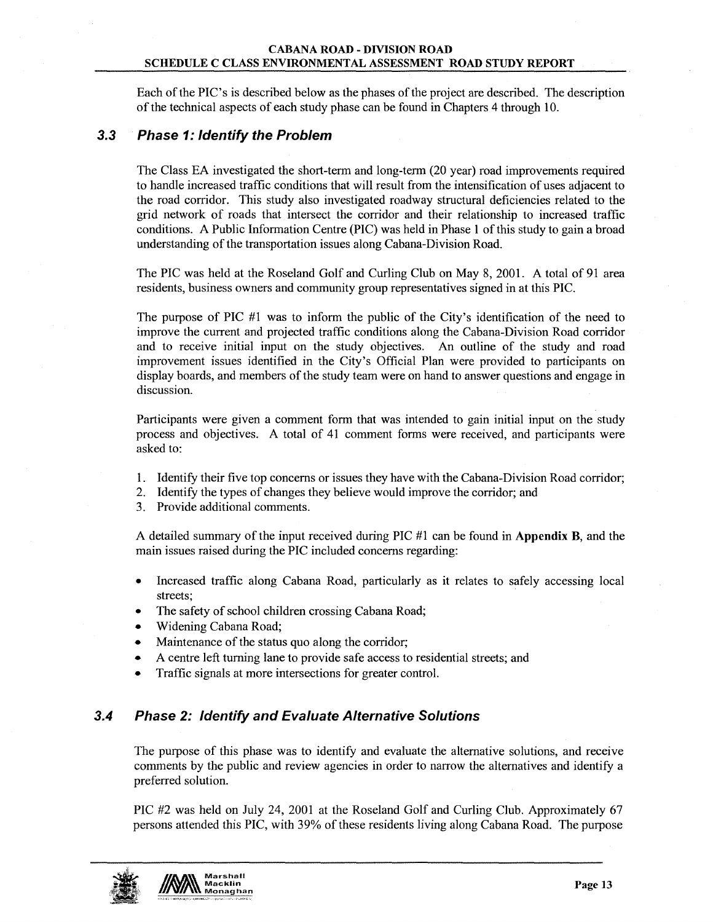Each of the PIC's is described below as the phases of the project are described. The description of the technical aspects of each study phase can be found in Chapters 4 through 10.

### 3.3 *Phase 1: Identify the Problem*

The Class EA investigated the short-term and long-term (20 year) road improvements required to handle increased traffic conditions that will result from the intensification of uses adjacent to the road corridor. This study also investigated roadway structural deficiencies related to the grid network of roads that intersect the corridor and their relationship to increased traffic conditions. A Public Information Centre (PIC) was held in Phase 1 of this study to gain a broad understanding of the transportation issues along Cabana-Division Road.

The PIC was held at the Roseland Golf and Curling Club on May 8, 2001. A total of 91 area residents, business owners and community group representatives signed in at this PIC.

The purpose of PIC #1 was to inform the public of the City's identification of the need to improve the current and projected traffic conditions along the Cabana-Division Road corridor and to receive initial input on the study objectives. An outline of the study and road improvement issues identified in the City's Official Plan were provided to participants on display boards, and members of the study team were on hand to answer questions and engage in discussion.

Participants were given a comment form that was intended to gain initial input on the study process and objectives. A total of 41 comment forms were received, and participants were asked to:

1. Identify their five top concerns or issues they have with the Cabana-Division Road corridor;
2. Identify the types of changes they believe would improve the corridor; and
3. Provide additional comments.

A detailed summary of the input received during PIC #1 can be found in **Appendix B**, and the main issues raised during the PIC included concerns regarding:

- Increased traffic along Cabana Road, particularly as it relates to safely accessing local streets;
- The safety of school children crossing Cabana Road;
- Widening Cabana Road;
- Maintenance of the status quo along the corridor;
- A centre left turning lane to provide safe access to residential streets; and
- Traffic signals at more intersections for greater control.

### 3.4 *Phase 2: Identify and Evaluate Alternative Solutions*

The purpose of this phase was to identify and evaluate the alternative solutions, and receive comments by the public and review agencies in order to narrow the alternatives and identify a preferred solution.

PIC #2 was held on July 24, 2001 at the Roseland Golf and Curling Club. Approximately 67 persons attended this PIC, with 39% of these residents living along Cabana Road. The purpose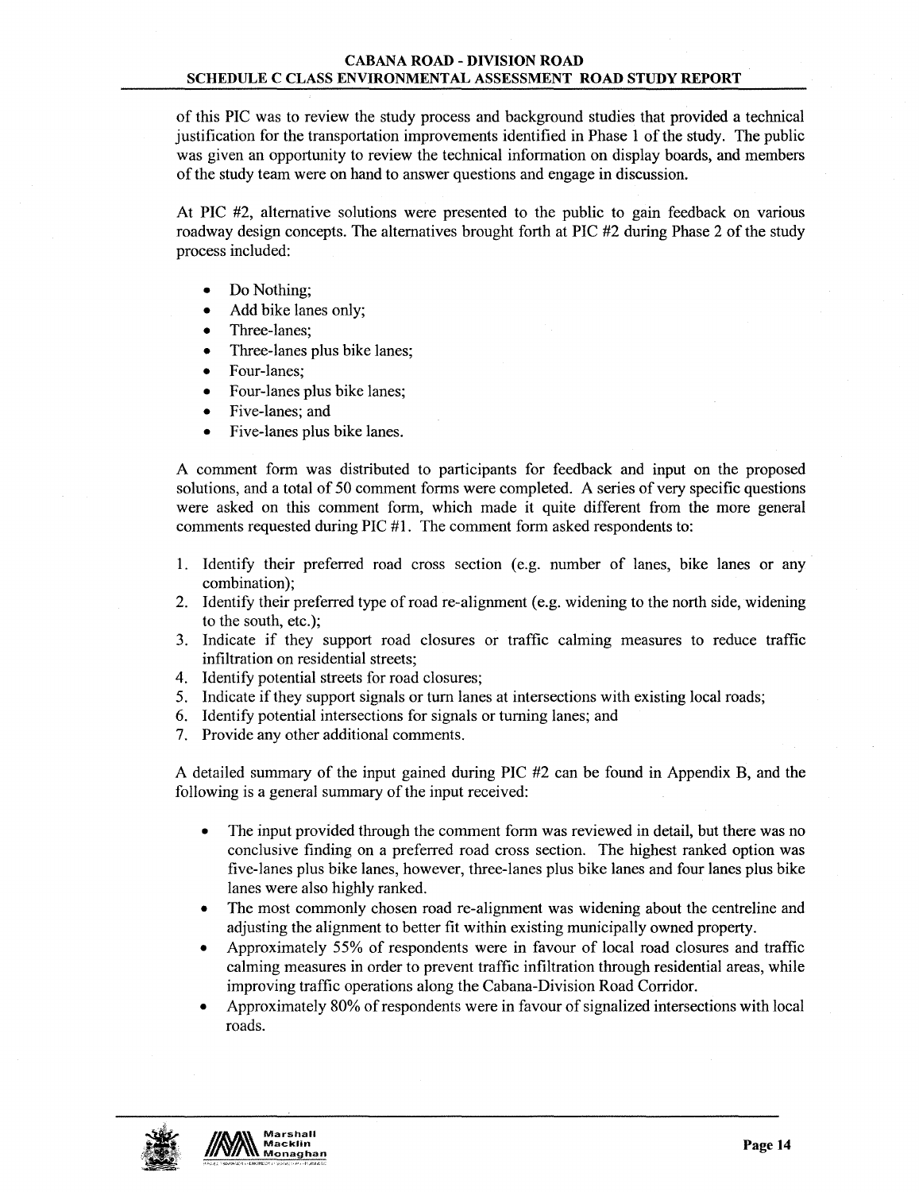of this PIC was to review the study process and background studies that provided a technical justification for the transportation improvements identified in Phase 1 of the study. The public was given an opportunity to review the technical information on display boards, and members of the study team were on hand to answer questions and engage in discussion.

At PIC #2, alternative solutions were presented to the public to gain feedback on various roadway design concepts. The alternatives brought forth at PIC #2 during Phase 2 of the study process included:

- Do Nothing;
- Add bike lanes only;
- Three-lanes;
- Three-lanes plus bike lanes;
- Four-lanes;
- Four-lanes plus bike lanes;
- Five-lanes; and
- Five-lanes plus bike lanes.

A comment form was distributed to participants for feedback and input on the proposed solutions, and a total of 50 comment forms were completed. A series of very specific questions were asked on this comment form, which made it quite different from the more general comments requested during PIC #1. The comment form asked respondents to:

1. Identify their preferred road cross section (e.g. number of lanes, bike lanes or any combination);
2. Identify their preferred type of road re-alignment (e.g. widening to the north side, widening to the south, etc.);
3. Indicate if they support road closures or traffic calming measures to reduce traffic infiltration on residential streets;
4. Identify potential streets for road closures;
5. Indicate if they support signals or turn lanes at intersections with existing local roads;
6. Identify potential intersections for signals or turning lanes; and
7. Provide any other additional comments.

A detailed summary of the input gained during PIC #2 can be found in Appendix B, and the following is a general summary of the input received:

- The input provided through the comment form was reviewed in detail, but there was no conclusive finding on a preferred road cross section. The highest ranked option was five-lanes plus bike lanes, however, three-lanes plus bike lanes and four lanes plus bike lanes were also highly ranked.
- The most commonly chosen road re-alignment was widening about the centreline and adjusting the alignment to better fit within existing municipally owned property.
- Approximately 55% of respondents were in favour of local road closures and traffic calming measures in order to prevent traffic infiltration through residential areas, while improving traffic operations along the Cabana-Division Road Corridor.
- Approximately 80% of respondents were in favour of signalized intersections with local roads.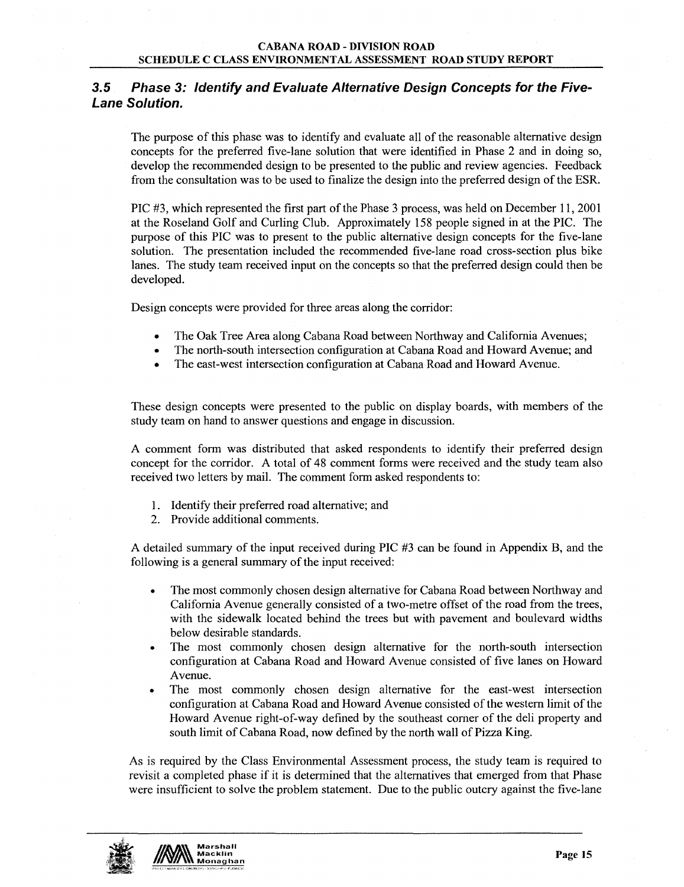### *3.5 Phase 3: Identify and Evaluate Alternative Design Concepts for the Five-Lane Solution.*

The purpose of this phase was to identify and evaluate all of the reasonable alternative design concepts for the preferred five-lane solution that were identified in Phase 2 and in doing so, develop the recommended design to be presented to the public and review agencies. Feedback from the consultation was to be used to finalize the design into the preferred design of the ESR.

PIC #3, which represented the first part of the Phase 3 process, was held on December 11, 2001 at the Roseland Golf and Curling Club. Approximately 158 people signed in at the PIC. The purpose of this PIC was to present to the public alternative design concepts for the five-lane solution. The presentation included the recommended five-lane road cross-section plus bike lanes. The study team received input on the concepts so that the preferred design could then be developed.

Design concepts were provided for three areas along the corridor:

- The Oak Tree Area along Cabana Road between Northway and California Avenues;
- The north-south intersection configuration at Cabana Road and Howard Avenue; and
- The east-west intersection configuration at Cabana Road and Howard Avenue.

These design concepts were presented to the public on display boards, with members of the study team on hand to answer questions and engage in discussion.

A comment form was distributed that asked respondents to identify their preferred design concept for the corridor. A total of 48 comment forms were received and the study team also received two letters by mail. The comment form asked respondents to:

1. Identify their preferred road alternative; and
2. Provide additional comments.

A detailed summary of the input received during PIC #3 can be found in Appendix B, and the following is a general summary of the input received:

- The most commonly chosen design alternative for Cabana Road between Northway and California Avenue generally consisted of a two-metre offset of the road from the trees, with the sidewalk located behind the trees but with pavement and boulevard widths below desirable standards.
- The most commonly chosen design alternative for the north-south intersection configuration at Cabana Road and Howard Avenue consisted of five lanes on Howard Avenue.
- The most commonly chosen design alternative for the east-west intersection configuration at Cabana Road and Howard Avenue consisted of the western limit of the Howard Avenue right-of-way defined by the southeast corner of the deli property and south limit of Cabana Road, now defined by the north wall of Pizza King.

As is required by the Class Environmental Assessment process, the study team is required to revisit a completed phase if it is determined that the alternatives that emerged from that Phase were insufficient to solve the problem statement. Due to the public outcry against the five-lane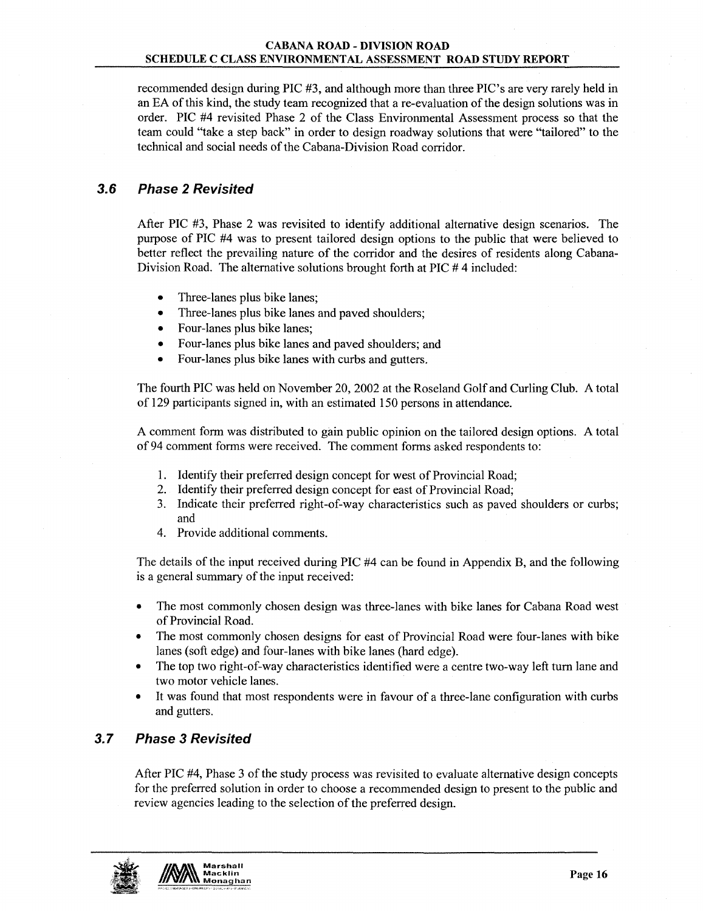recommended design during PIC #3, and although more than three PIC's are very rarely held in an EA of this kind, the study team recognized that a re-evaluation of the design solutions was in order. PIC #4 revisited Phase 2 of the Class Environmental Assessment process so that the team could "take a step back" in order to design roadway solutions that were "tailored" to the technical and social needs of the Cabana-Division Road corridor.

### 3.6 Phase 2 Revisited

After PIC #3, Phase 2 was revisited to identify additional alternative design scenarios. The purpose of PIC #4 was to present tailored design options to the public that were believed to better reflect the prevailing nature of the corridor and the desires of residents along Cabana-Division Road. The alternative solutions brought forth at PIC # 4 included:

- Three-lanes plus bike lanes;
- Three-lanes plus bike lanes and paved shoulders;
- Four-lanes plus bike lanes;
- Four-lanes plus bike lanes and paved shoulders; and
- Four-lanes plus bike lanes with curbs and gutters.

The fourth PIC was held on November 20, 2002 at the Roseland Golf and Curling Club. A total of 129 participants signed in, with an estimated 150 persons in attendance.

A comment form was distributed to gain public opinion on the tailored design options. A total of 94 comment forms were received. The comment forms asked respondents to:

1. Identify their preferred design concept for west of Provincial Road;
2. Identify their preferred design concept for east of Provincial Road;
3. Indicate their preferred right-of-way characteristics such as paved shoulders or curbs; and
4. Provide additional comments.

The details of the input received during PIC #4 can be found in Appendix B, and the following is a general summary of the input received:

- The most commonly chosen design was three-lanes with bike lanes for Cabana Road west of Provincial Road.
- The most commonly chosen designs for east of Provincial Road were four-lanes with bike lanes (soft edge) and four-lanes with bike lanes (hard edge).
- The top two right-of-way characteristics identified were a centre two-way left turn lane and two motor vehicle lanes.
- It was found that most respondents were in favour of a three-lane configuration with curbs and gutters.

### 3.7 Phase 3 Revisited

After PIC #4, Phase 3 of the study process was revisited to evaluate alternative design concepts for the preferred solution in order to choose a recommended design to present to the public and review agencies leading to the selection of the preferred design.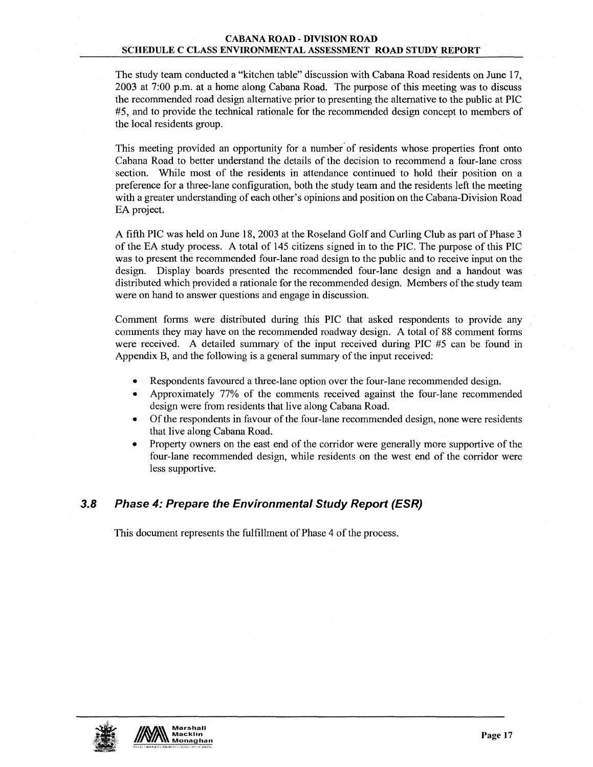The study team conducted a "kitchen table" discussion with Cabana Road residents on June 17, 2003 at 7:00 p.m. at a home along Cabana Road. The purpose of this meeting was to discuss the recommended road design alternative prior to presenting the alternative to the public at PIC #5, and to provide the technical rationale for the recommended design concept to members of the local residents group.

This meeting provided an opportunity for a number of residents whose properties front onto Cabana Road to better understand the details of the decision to recommend a four-lane cross section. While most of the residents in attendance continued to hold their position on a preference for a three-lane configuration, both the study team and the residents left the meeting with a greater understanding of each other's opinions and position on the Cabana-Division Road EA project.

A fifth PIC was held on June 18, 2003 at the Roseland Golf and Curling Club as part of Phase 3 of the EA study process. A total of 145 citizens signed in to the PIC. The purpose of this PIC was to present the recommended four-lane road design to the public and to receive input on the design. Display boards presented the recommended four-lane design and a handout was distributed which provided a rationale for the recommended design. Members of the study team were on hand to answer questions and engage in discussion.

Comment forms were distributed during this PIC that asked respondents to provide any comments they may have on the recommended roadway design. A total of 88 comment forms were received. A detailed summary of the input received during PIC #5 can be found in Appendix B, and the following is a general summary of the input received:

- Respondents favoured a three-lane option over the four-lane recommended design.
- Approximately 77% of the comments received against the four-lane recommended design were from residents that live along Cabana Road.
- Of the respondents in favour of the four-lane recommended design, none were residents that live along Cabana Road.
- Property owners on the east end of the corridor were generally more supportive of the four-lane recommended design, while residents on the west end of the corridor were less supportive.

### *3.8 Phase 4: Prepare the Environmental Study Report (ESR)*

This document represents the fulfillment of Phase 4 of the process.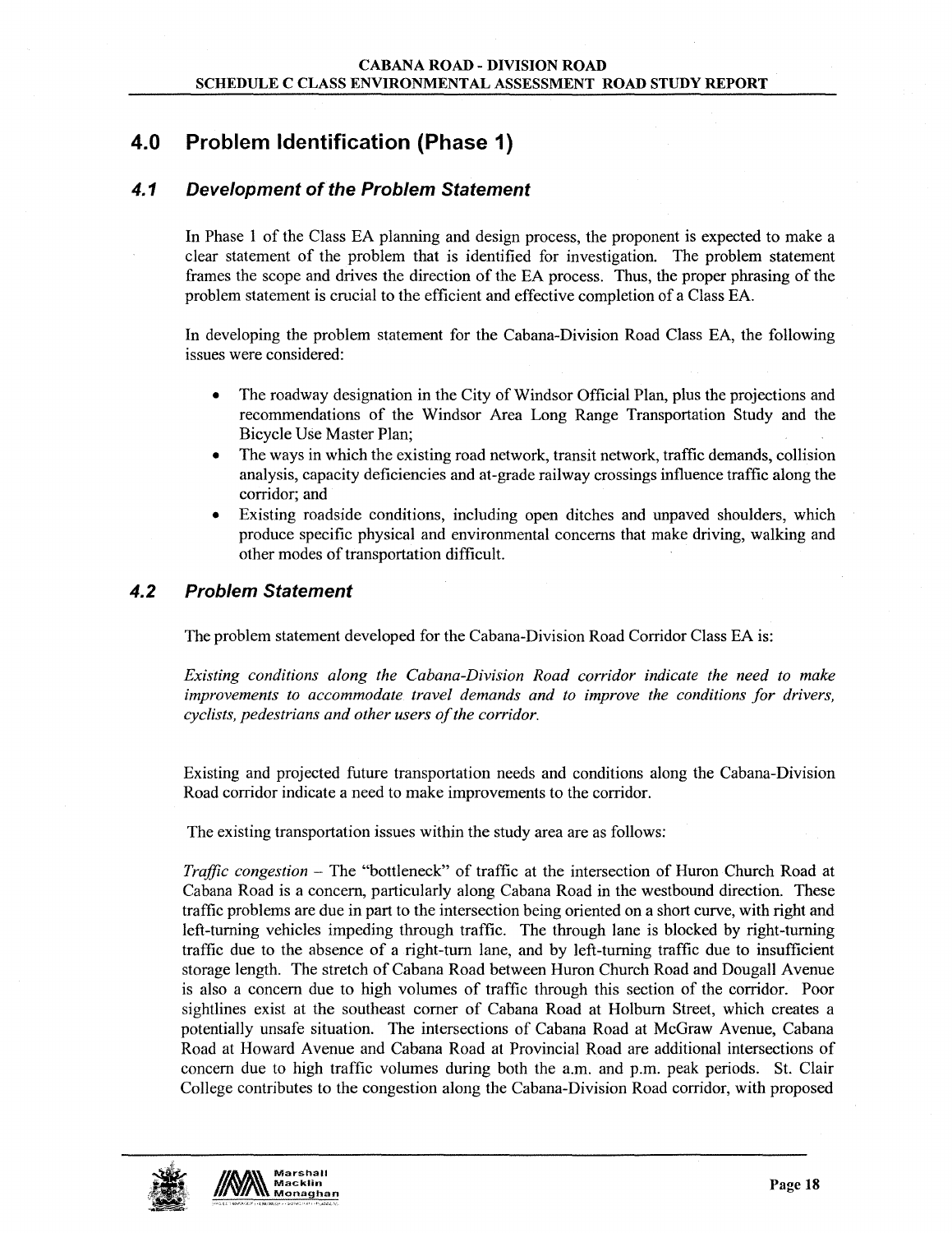# 4.0 Problem Identification (Phase 1)

## *4.1 Development of the Problem Statement*

In Phase 1 of the Class EA planning and design process, the proponent is expected to make a clear statement of the problem that is identified for investigation. The problem statement frames the scope and drives the direction of the EA process. Thus, the proper phrasing of the problem statement is crucial to the efficient and effective completion of a Class EA.

In developing the problem statement for the Cabana-Division Road Class EA, the following issues were considered:

- The roadway designation in the City of Windsor Official Plan, plus the projections and recommendations of the Windsor Area Long Range Transportation Study and the Bicycle Use Master Plan;
- The ways in which the existing road network, transit network, traffic demands, collision analysis, capacity deficiencies and at-grade railway crossings influence traffic along the corridor; and
- Existing roadside conditions, including open ditches and unpaved shoulders, which produce specific physical and environmental concerns that make driving, walking and other modes of transportation difficult.

## *4.2 Problem Statement*

The problem statement developed for the Cabana-Division Road Corridor Class EA is:

*Existing conditions along the Cabana-Division Road corridor indicate the need to make improvements to accommodate travel demands and to improve the conditions for drivers, cyclists, pedestrians and other users of the corridor.*

Existing and projected future transportation needs and conditions along the Cabana-Division Road corridor indicate a need to make improvements to the corridor.

The existing transportation issues within the study area are as follows:

*Traffic congestion* – The "bottleneck" of traffic at the intersection of Huron Church Road at Cabana Road is a concern, particularly along Cabana Road in the westbound direction. These traffic problems are due in part to the intersection being oriented on a short curve, with right and left-turning vehicles impeding through traffic. The through lane is blocked by right-turning traffic due to the absence of a right-turn lane, and by left-turning traffic due to insufficient storage length. The stretch of Cabana Road between Huron Church Road and Dougall Avenue is also a concern due to high volumes of traffic through this section of the corridor. Poor sightlines exist at the southeast corner of Cabana Road at Holburn Street, which creates a potentially unsafe situation. The intersections of Cabana Road at McGraw Avenue, Cabana Road at Howard Avenue and Cabana Road at Provincial Road are additional intersections of concern due to high traffic volumes during both the a.m. and p.m. peak periods. St. Clair College contributes to the congestion along the Cabana-Division Road corridor, with proposed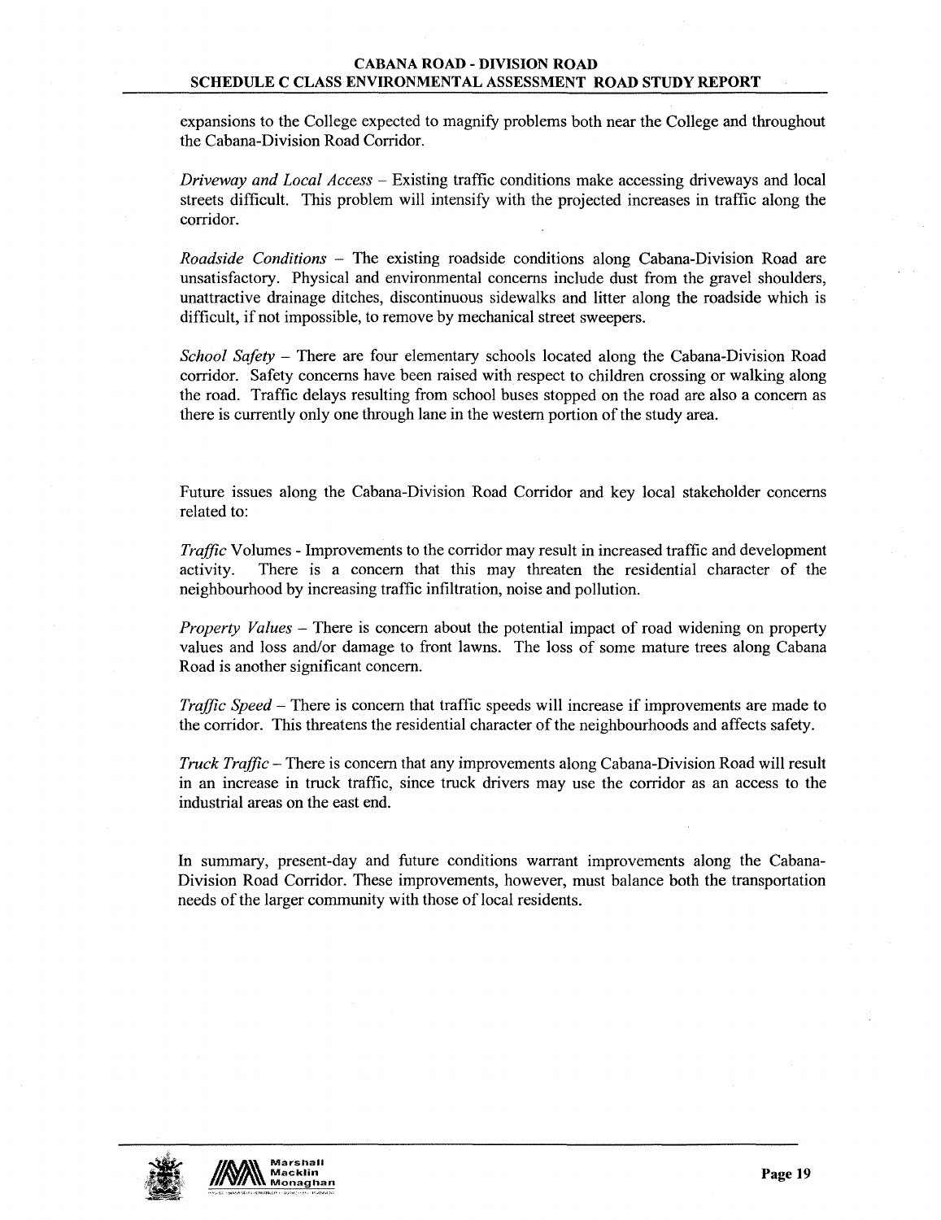expansions to the College expected to magnify problems both near the College and throughout the Cabana-Division Road Corridor.

*Driveway and Local Access* – Existing traffic conditions make accessing driveways and local streets difficult. This problem will intensify with the projected increases in traffic along the corridor.

*Roadside Conditions* – The existing roadside conditions along Cabana-Division Road are unsatisfactory. Physical and environmental concerns include dust from the gravel shoulders, unattractive drainage ditches, discontinuous sidewalks and litter along the roadside which is difficult, if not impossible, to remove by mechanical street sweepers.

*School Safety* – There are four elementary schools located along the Cabana-Division Road corridor. Safety concerns have been raised with respect to children crossing or walking along the road. Traffic delays resulting from school buses stopped on the road are also a concern as there is currently only one through lane in the western portion of the study area.

Future issues along the Cabana-Division Road Corridor and key local stakeholder concerns related to:

*Traffic* Volumes - Improvements to the corridor may result in increased traffic and development activity. There is a concern that this may threaten the residential character of the neighbourhood by increasing traffic infiltration, noise and pollution.

*Property Values* – There is concern about the potential impact of road widening on property values and loss and/or damage to front lawns. The loss of some mature trees along Cabana Road is another significant concern.

*Traffic Speed* – There is concern that traffic speeds will increase if improvements are made to the corridor. This threatens the residential character of the neighbourhoods and affects safety.

*Truck Traffic* – There is concern that any improvements along Cabana-Division Road will result in an increase in truck traffic, since truck drivers may use the corridor as an access to the industrial areas on the east end.

In summary, present-day and future conditions warrant improvements along the Cabana-Division Road Corridor. These improvements, however, must balance both the transportation needs of the larger community with those of local residents.